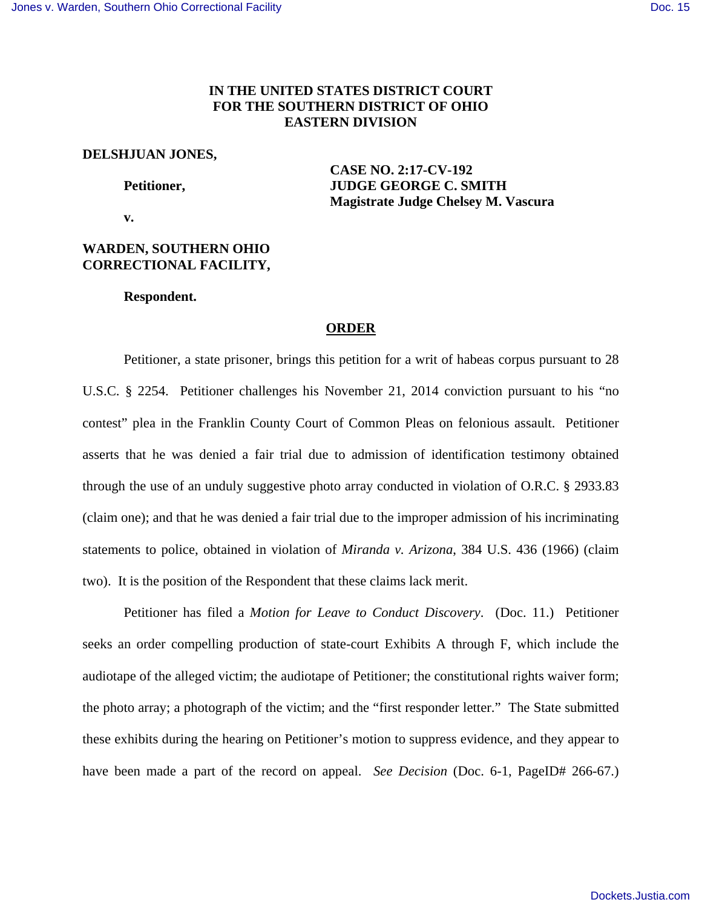**IN THE UNITED STATES DISTRICT COURT**
**FOR THE SOUTHERN DISTRICT OF OHIO**
**EASTERN DIVISION**

**DELSHJUAN JONES,**

**Petitioner,**

**v.**

**CASE NO. 2:17-CV-192**
**JUDGE GEORGE C. SMITH**
**Magistrate Judge Chelsey M. Vascura**

**WARDEN, SOUTHERN OHIO CORRECTIONAL FACILITY,**

**Respondent.**

## ORDER

Petitioner, a state prisoner, brings this petition for a writ of habeas corpus pursuant to 28 U.S.C. § 2254. Petitioner challenges his November 21, 2014 conviction pursuant to his "no contest" plea in the Franklin County Court of Common Pleas on felonious assault. Petitioner asserts that he was denied a fair trial due to admission of identification testimony obtained through the use of an unduly suggestive photo array conducted in violation of O.R.C. § 2933.83 (claim one); and that he was denied a fair trial due to the improper admission of his incriminating statements to police, obtained in violation of *Miranda v. Arizona*, 384 U.S. 436 (1966) (claim two). It is the position of the Respondent that these claims lack merit.

Petitioner has filed a *Motion for Leave to Conduct Discovery*. (Doc. 11.) Petitioner seeks an order compelling production of state-court Exhibits A through F, which include the audiotape of the alleged victim; the audiotape of Petitioner; the constitutional rights waiver form; the photo array; a photograph of the victim; and the "first responder letter." The State submitted these exhibits during the hearing on Petitioner's motion to suppress evidence, and they appear to have been made a part of the record on appeal. *See Decision* (Doc. 6-1, PageID# 266-67.)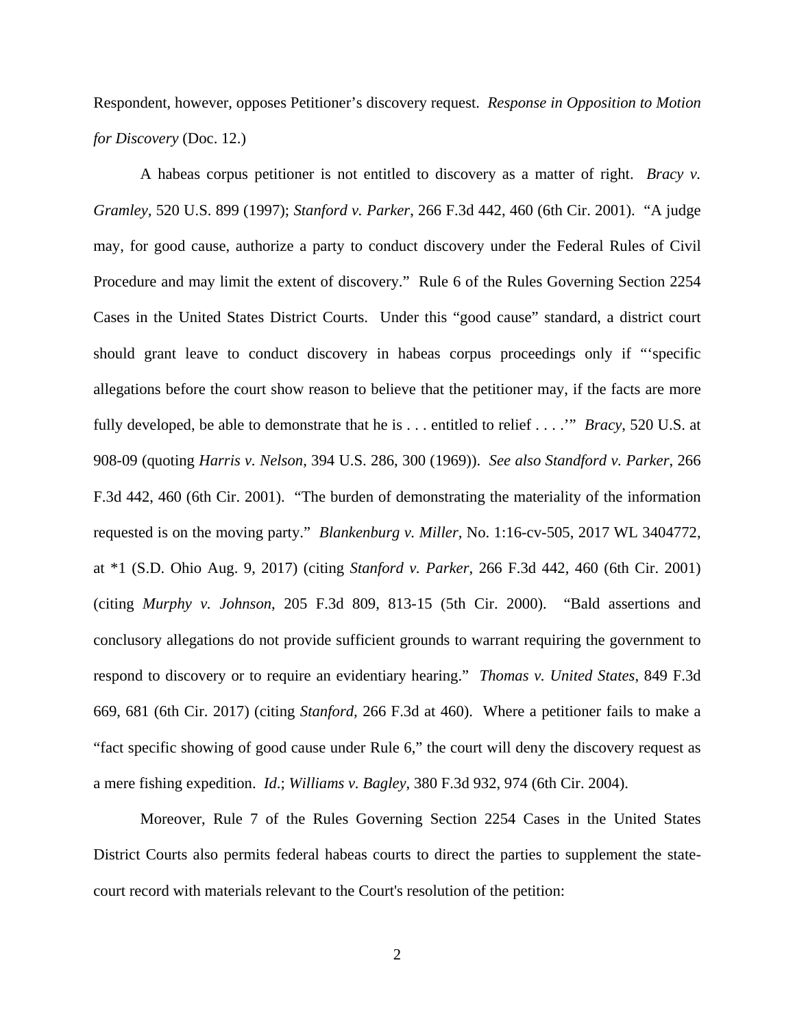Respondent, however, opposes Petitioner's discovery request. *Response in Opposition to Motion for Discovery* (Doc. 12.)

A habeas corpus petitioner is not entitled to discovery as a matter of right. *Bracy v. Gramley*, 520 U.S. 899 (1997); *Stanford v. Parker*, 266 F.3d 442, 460 (6th Cir. 2001). "A judge may, for good cause, authorize a party to conduct discovery under the Federal Rules of Civil Procedure and may limit the extent of discovery." Rule 6 of the Rules Governing Section 2254 Cases in the United States District Courts. Under this "good cause" standard, a district court should grant leave to conduct discovery in habeas corpus proceedings only if "'specific allegations before the court show reason to believe that the petitioner may, if the facts are more fully developed, be able to demonstrate that he is . . . entitled to relief . . . .'" *Bracy*, 520 U.S. at 908-09 (quoting *Harris v. Nelson*, 394 U.S. 286, 300 (1969)). *See also Standford v. Parker*, 266 F.3d 442, 460 (6th Cir. 2001). "The burden of demonstrating the materiality of the information requested is on the moving party." *Blankenburg v. Miller*, No. 1:16-cv-505, 2017 WL 3404772, at *1 (S.D. Ohio Aug. 9, 2017) (citing *Stanford v. Parker*, 266 F.3d 442, 460 (6th Cir. 2001) (citing *Murphy v. Johnson*, 205 F.3d 809, 813-15 (5th Cir. 2000). "Bald assertions and conclusory allegations do not provide sufficient grounds to warrant requiring the government to respond to discovery or to require an evidentiary hearing." *Thomas v. United States*, 849 F.3d 669, 681 (6th Cir. 2017) (citing *Stanford*, 266 F.3d at 460). Where a petitioner fails to make a "fact specific showing of good cause under Rule 6," the court will deny the discovery request as a mere fishing expedition. *Id.*; *Williams v. Bagley*, 380 F.3d 932, 974 (6th Cir. 2004).

Moreover, Rule 7 of the Rules Governing Section 2254 Cases in the United States District Courts also permits federal habeas courts to direct the parties to supplement the state-court record with materials relevant to the Court's resolution of the petition: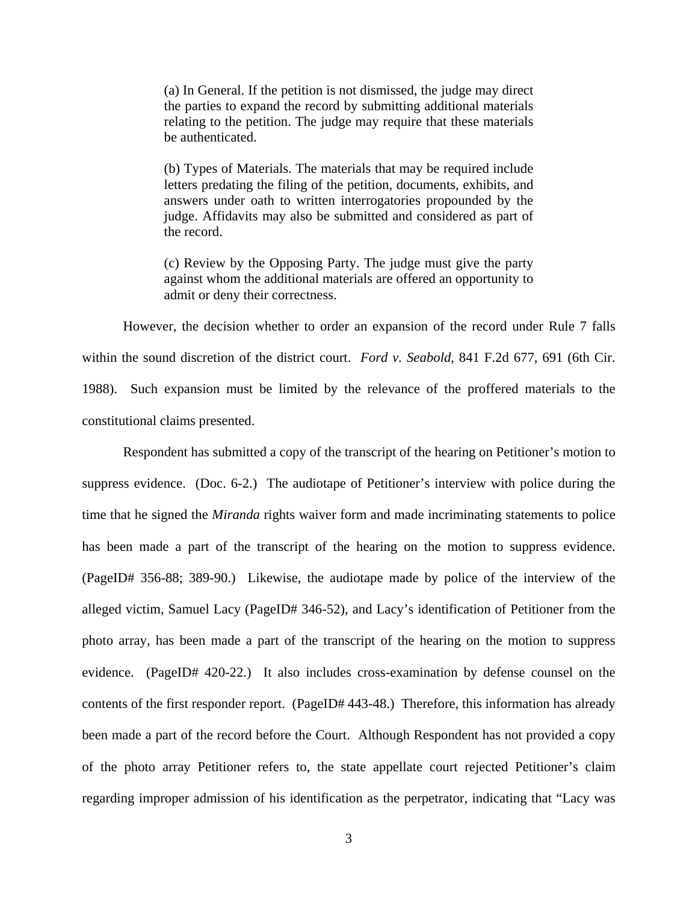> (a) In General. If the petition is not dismissed, the judge may direct the parties to expand the record by submitting additional materials relating to the petition. The judge may require that these materials be authenticated.
>
> (b) Types of Materials. The materials that may be required include letters predating the filing of the petition, documents, exhibits, and answers under oath to written interrogatories propounded by the judge. Affidavits may also be submitted and considered as part of the record.
>
> (c) Review by the Opposing Party. The judge must give the party against whom the additional materials are offered an opportunity to admit or deny their correctness.

However, the decision whether to order an expansion of the record under Rule 7 falls within the sound discretion of the district court. *Ford v. Seabold*, 841 F.2d 677, 691 (6th Cir. 1988). Such expansion must be limited by the relevance of the proffered materials to the constitutional claims presented.

Respondent has submitted a copy of the transcript of the hearing on Petitioner's motion to suppress evidence. (Doc. 6-2.) The audiotape of Petitioner's interview with police during the time that he signed the *Miranda* rights waiver form and made incriminating statements to police has been made a part of the transcript of the hearing on the motion to suppress evidence. (PageID# 356-88; 389-90.) Likewise, the audiotape made by police of the interview of the alleged victim, Samuel Lacy (PageID# 346-52), and Lacy's identification of Petitioner from the photo array, has been made a part of the transcript of the hearing on the motion to suppress evidence. (PageID# 420-22.) It also includes cross-examination by defense counsel on the contents of the first responder report. (PageID# 443-48.) Therefore, this information has already been made a part of the record before the Court. Although Respondent has not provided a copy of the photo array Petitioner refers to, the state appellate court rejected Petitioner's claim regarding improper admission of his identification as the perpetrator, indicating that "Lacy was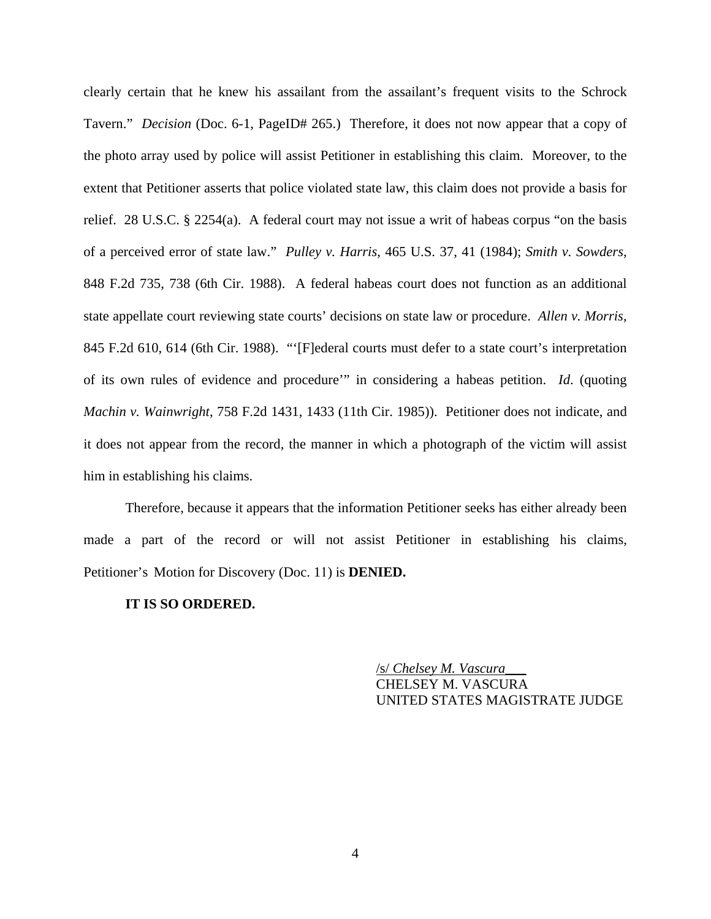clearly certain that he knew his assailant from the assailant's frequent visits to the Schrock Tavern." *Decision* (Doc. 6-1, PageID# 265.) Therefore, it does not now appear that a copy of the photo array used by police will assist Petitioner in establishing this claim. Moreover, to the extent that Petitioner asserts that police violated state law, this claim does not provide a basis for relief. 28 U.S.C. § 2254(a). A federal court may not issue a writ of habeas corpus "on the basis of a perceived error of state law." *Pulley v. Harris*, 465 U.S. 37, 41 (1984); *Smith v. Sowders*, 848 F.2d 735, 738 (6th Cir. 1988). A federal habeas court does not function as an additional state appellate court reviewing state courts' decisions on state law or procedure. *Allen v. Morris*, 845 F.2d 610, 614 (6th Cir. 1988). "'[F]ederal courts must defer to a state court's interpretation of its own rules of evidence and procedure'" in considering a habeas petition. *Id*. (quoting *Machin v. Wainwright*, 758 F.2d 1431, 1433 (11th Cir. 1985)). Petitioner does not indicate, and it does not appear from the record, the manner in which a photograph of the victim will assist him in establishing his claims.

Therefore, because it appears that the information Petitioner seeks has either already been made a part of the record or will not assist Petitioner in establishing his claims, Petitioner's Motion for Discovery (Doc. 11) is **DENIED.**

**IT IS SO ORDERED.**

/s/ *Chelsey M. Vascura*
CHELSEY M. VASCURA
UNITED STATES MAGISTRATE JUDGE